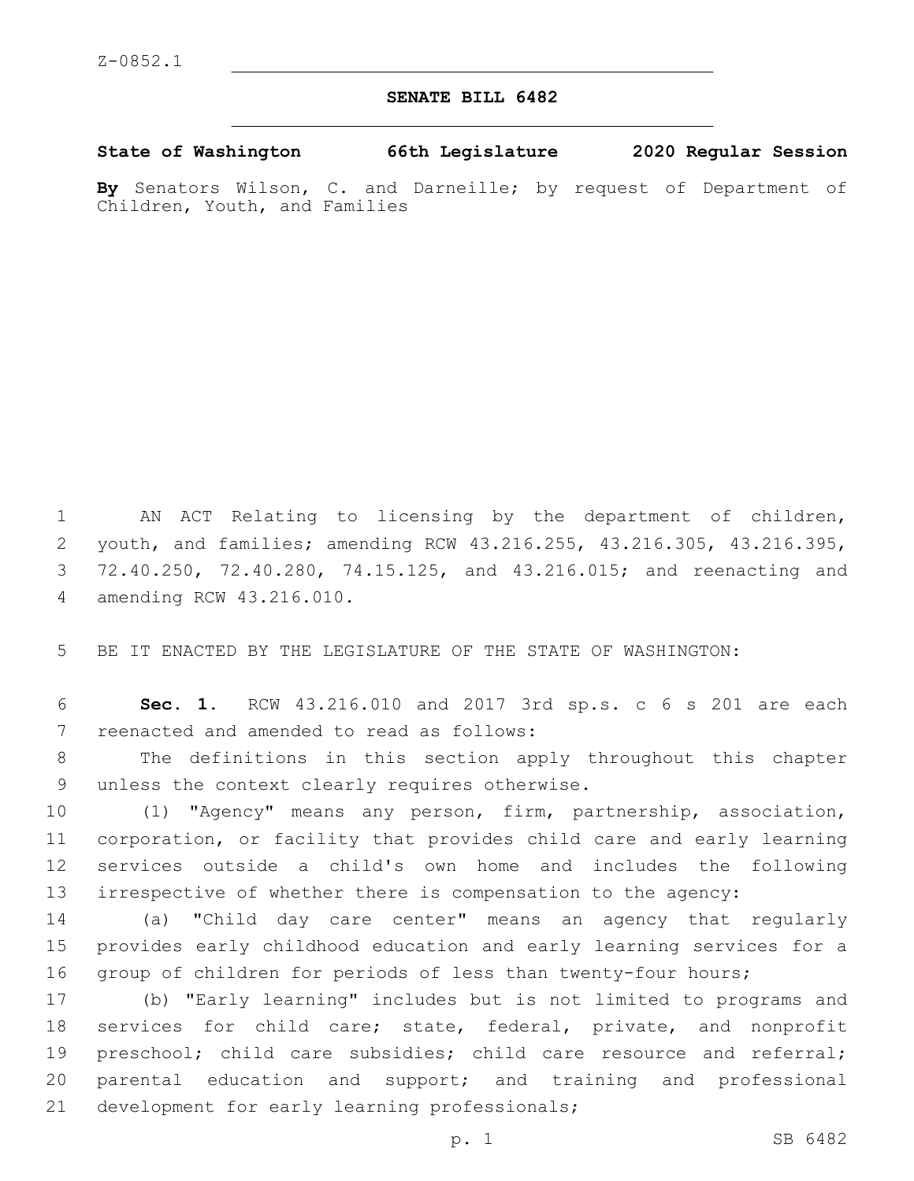Z-0852.1

# SENATE BILL 6482

**State of Washington 66th Legislature 2020 Regular Session**

**By** Senators Wilson, C. and Darneille; by request of Department of Children, Youth, and Families

AN ACT Relating to licensing by the department of children, youth, and families; amending RCW 43.216.255, 43.216.305, 43.216.395, 72.40.250, 72.40.280, 74.15.125, and 43.216.015; and reenacting and amending RCW 43.216.010.

BE IT ENACTED BY THE LEGISLATURE OF THE STATE OF WASHINGTON:

**Sec. 1.** RCW 43.216.010 and 2017 3rd sp.s. c 6 s 201 are each reenacted and amended to read as follows:

The definitions in this section apply throughout this chapter unless the context clearly requires otherwise.

(1) "Agency" means any person, firm, partnership, association, corporation, or facility that provides child care and early learning services outside a child's own home and includes the following irrespective of whether there is compensation to the agency:

(a) "Child day care center" means an agency that regularly provides early childhood education and early learning services for a group of children for periods of less than twenty-four hours;

(b) "Early learning" includes but is not limited to programs and services for child care; state, federal, private, and nonprofit preschool; child care subsidies; child care resource and referral; parental education and support; and training and professional development for early learning professionals;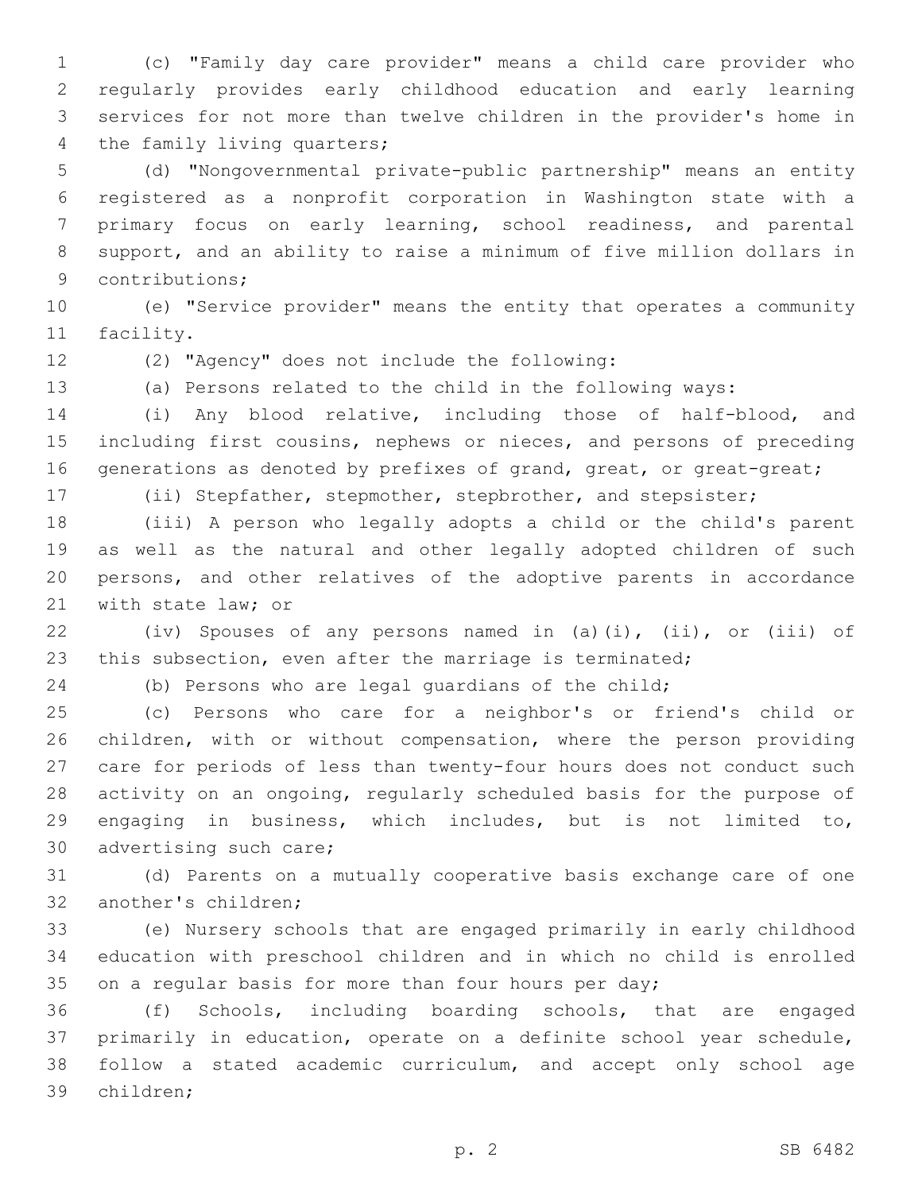(c) "Family day care provider" means a child care provider who regularly provides early childhood education and early learning services for not more than twelve children in the provider's home in the family living quarters;

(d) "Nongovernmental private-public partnership" means an entity registered as a nonprofit corporation in Washington state with a primary focus on early learning, school readiness, and parental support, and an ability to raise a minimum of five million dollars in contributions;

(e) "Service provider" means the entity that operates a community facility.

(2) "Agency" does not include the following:

(a) Persons related to the child in the following ways:

(i) Any blood relative, including those of half-blood, and including first cousins, nephews or nieces, and persons of preceding generations as denoted by prefixes of grand, great, or great-great;

(ii) Stepfather, stepmother, stepbrother, and stepsister;

(iii) A person who legally adopts a child or the child's parent as well as the natural and other legally adopted children of such persons, and other relatives of the adoptive parents in accordance with state law; or

(iv) Spouses of any persons named in (a)(i), (ii), or (iii) of this subsection, even after the marriage is terminated;

(b) Persons who are legal guardians of the child;

(c) Persons who care for a neighbor's or friend's child or children, with or without compensation, where the person providing care for periods of less than twenty-four hours does not conduct such activity on an ongoing, regularly scheduled basis for the purpose of engaging in business, which includes, but is not limited to, advertising such care;

(d) Parents on a mutually cooperative basis exchange care of one another's children;

(e) Nursery schools that are engaged primarily in early childhood education with preschool children and in which no child is enrolled on a regular basis for more than four hours per day;

(f) Schools, including boarding schools, that are engaged primarily in education, operate on a definite school year schedule, follow a stated academic curriculum, and accept only school age children;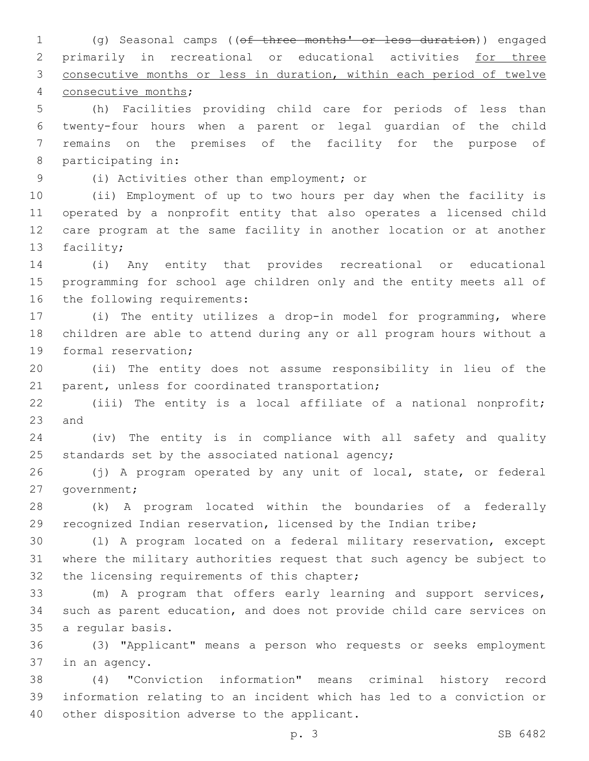(g) Seasonal camps ((~~of three months' or less duration~~)) engaged primarily in recreational or educational activities <u>for three consecutive months or less in duration, within each period of twelve consecutive months</u>;

(h) Facilities providing child care for periods of less than twenty-four hours when a parent or legal guardian of the child remains on the premises of the facility for the purpose of participating in:

(i) Activities other than employment; or

(ii) Employment of up to two hours per day when the facility is operated by a nonprofit entity that also operates a licensed child care program at the same facility in another location or at another facility;

(i) Any entity that provides recreational or educational programming for school age children only and the entity meets all of the following requirements:

(i) The entity utilizes a drop-in model for programming, where children are able to attend during any or all program hours without a formal reservation;

(ii) The entity does not assume responsibility in lieu of the parent, unless for coordinated transportation;

(iii) The entity is a local affiliate of a national nonprofit; and

(iv) The entity is in compliance with all safety and quality standards set by the associated national agency;

(j) A program operated by any unit of local, state, or federal government;

(k) A program located within the boundaries of a federally recognized Indian reservation, licensed by the Indian tribe;

(l) A program located on a federal military reservation, except where the military authorities request that such agency be subject to the licensing requirements of this chapter;

(m) A program that offers early learning and support services, such as parent education, and does not provide child care services on a regular basis.

(3) "Applicant" means a person who requests or seeks employment in an agency.

(4) "Conviction information" means criminal history record information relating to an incident which has led to a conviction or other disposition adverse to the applicant.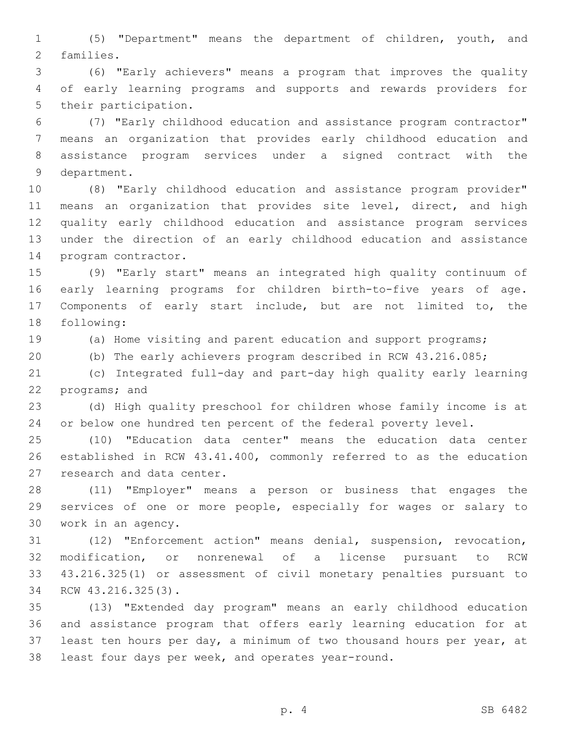(5) "Department" means the department of children, youth, and families.

(6) "Early achievers" means a program that improves the quality of early learning programs and supports and rewards providers for their participation.

(7) "Early childhood education and assistance program contractor" means an organization that provides early childhood education and assistance program services under a signed contract with the department.

(8) "Early childhood education and assistance program provider" means an organization that provides site level, direct, and high quality early childhood education and assistance program services under the direction of an early childhood education and assistance program contractor.

(9) "Early start" means an integrated high quality continuum of early learning programs for children birth-to-five years of age. Components of early start include, but are not limited to, the following:

(a) Home visiting and parent education and support programs;

(b) The early achievers program described in RCW 43.216.085;

(c) Integrated full-day and part-day high quality early learning programs; and

(d) High quality preschool for children whose family income is at or below one hundred ten percent of the federal poverty level.

(10) "Education data center" means the education data center established in RCW 43.41.400, commonly referred to as the education research and data center.

(11) "Employer" means a person or business that engages the services of one or more people, especially for wages or salary to work in an agency.

(12) "Enforcement action" means denial, suspension, revocation, modification, or nonrenewal of a license pursuant to RCW 43.216.325(1) or assessment of civil monetary penalties pursuant to RCW 43.216.325(3).

(13) "Extended day program" means an early childhood education and assistance program that offers early learning education for at least ten hours per day, a minimum of two thousand hours per year, at least four days per week, and operates year-round.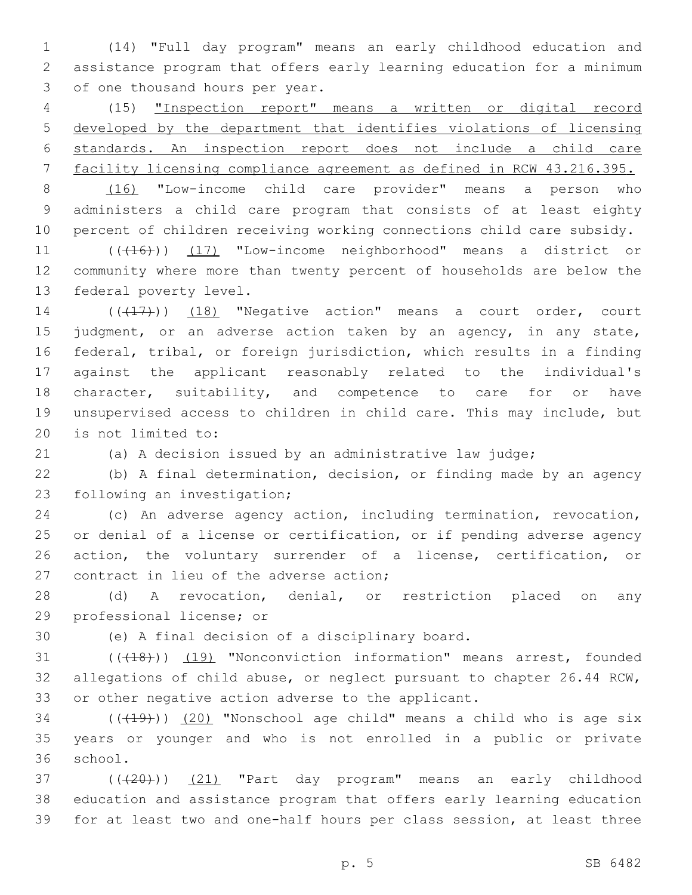(14) "Full day program" means an early childhood education and assistance program that offers early learning education for a minimum of one thousand hours per year.

(15) "Inspection report" means a written or digital record developed by the department that identifies violations of licensing standards. An inspection report does not include a child care facility licensing compliance agreement as defined in RCW 43.216.395.

(16) "Low-income child care provider" means a person who administers a child care program that consists of at least eighty percent of children receiving working connections child care subsidy.

(((16))) (17) "Low-income neighborhood" means a district or community where more than twenty percent of households are below the federal poverty level.

(((17))) (18) "Negative action" means a court order, court judgment, or an adverse action taken by an agency, in any state, federal, tribal, or foreign jurisdiction, which results in a finding against the applicant reasonably related to the individual's character, suitability, and competence to care for or have unsupervised access to children in child care. This may include, but is not limited to:

(a) A decision issued by an administrative law judge;

(b) A final determination, decision, or finding made by an agency following an investigation;

(c) An adverse agency action, including termination, revocation, or denial of a license or certification, or if pending adverse agency action, the voluntary surrender of a license, certification, or contract in lieu of the adverse action;

(d) A revocation, denial, or restriction placed on any professional license; or

(e) A final decision of a disciplinary board.

(((18))) (19) "Nonconviction information" means arrest, founded allegations of child abuse, or neglect pursuant to chapter 26.44 RCW, or other negative action adverse to the applicant.

(((19))) (20) "Nonschool age child" means a child who is age six years or younger and who is not enrolled in a public or private school.

(((20))) (21) "Part day program" means an early childhood education and assistance program that offers early learning education for at least two and one-half hours per class session, at least three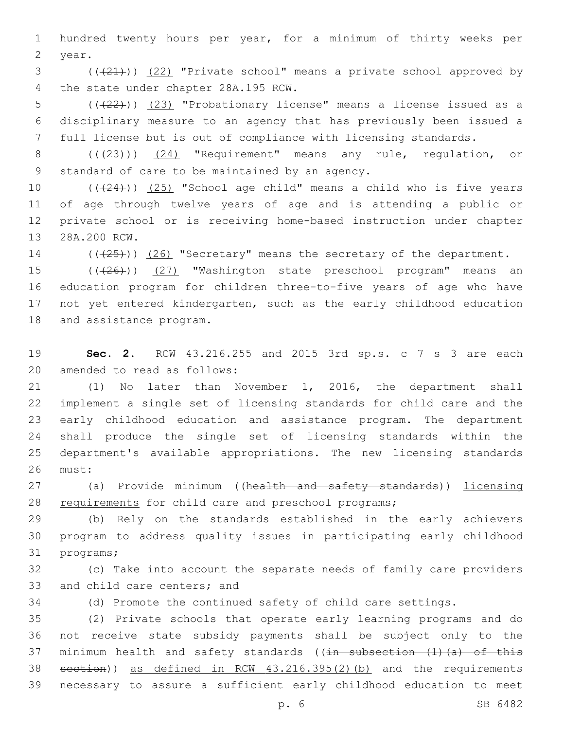hundred twenty hours per year, for a minimum of thirty weeks per year.

(((21))) <u>(22)</u> "Private school" means a private school approved by the state under chapter 28A.195 RCW.

(((22))) <u>(23)</u> "Probationary license" means a license issued as a disciplinary measure to an agency that has previously been issued a full license but is out of compliance with licensing standards.

(((23))) <u>(24)</u> "Requirement" means any rule, regulation, or standard of care to be maintained by an agency.

(((24))) <u>(25)</u> "School age child" means a child who is five years of age through twelve years of age and is attending a public or private school or is receiving home-based instruction under chapter 28A.200 RCW.

(((25))) <u>(26)</u> "Secretary" means the secretary of the department.

(((26))) <u>(27)</u> "Washington state preschool program" means an education program for children three-to-five years of age who have not yet entered kindergarten, such as the early childhood education and assistance program.

**Sec. 2.** RCW 43.216.255 and 2015 3rd sp.s. c 7 s 3 are each amended to read as follows:

(1) No later than November 1, 2016, the department shall implement a single set of licensing standards for child care and the early childhood education and assistance program. The department shall produce the single set of licensing standards within the department's available appropriations. The new licensing standards must:

(a) Provide minimum ((~~health and safety standards~~)) <u>licensing requirements</u> for child care and preschool programs;

(b) Rely on the standards established in the early achievers program to address quality issues in participating early childhood programs;

(c) Take into account the separate needs of family care providers and child care centers; and

(d) Promote the continued safety of child care settings.

(2) Private schools that operate early learning programs and do not receive state subsidy payments shall be subject only to the minimum health and safety standards ((~~in subsection (1)(a) of this section~~)) <u>as defined in RCW 43.216.395(2)(b)</u> and the requirements necessary to assure a sufficient early childhood education to meet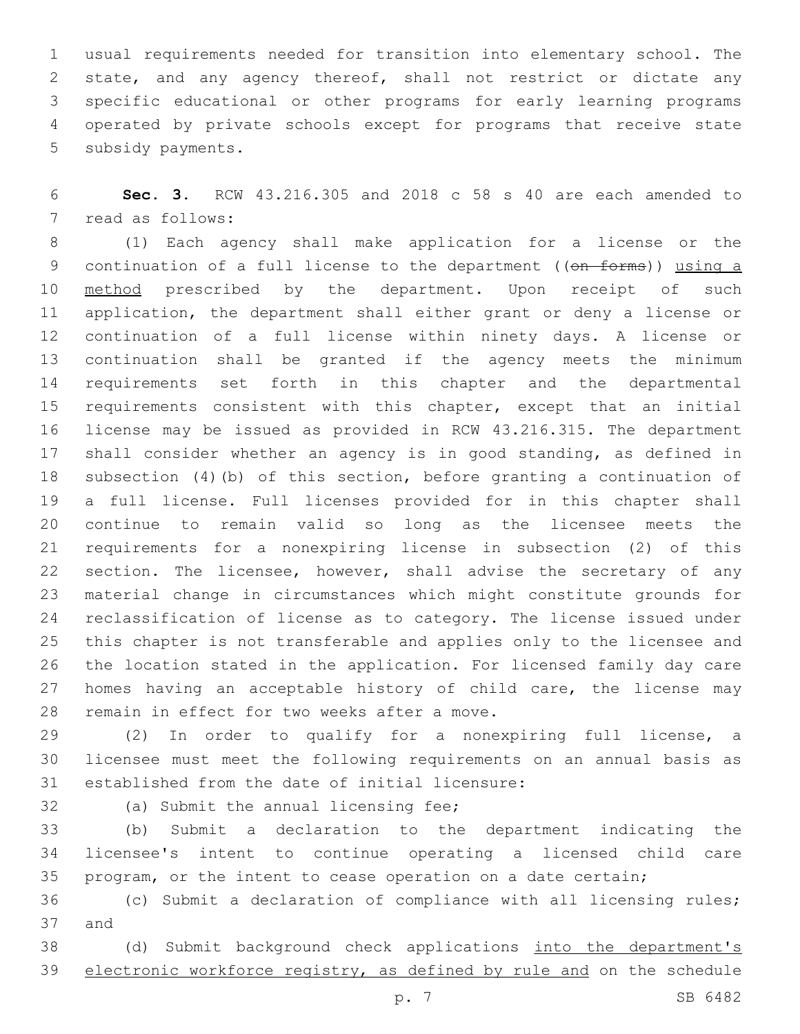usual requirements needed for transition into elementary school. The state, and any agency thereof, shall not restrict or dictate any specific educational or other programs for early learning programs operated by private schools except for programs that receive state subsidy payments.

**Sec. 3.** RCW 43.216.305 and 2018 c 58 s 40 are each amended to read as follows:

(1) Each agency shall make application for a license or the continuation of a full license to the department ((~~on forms~~)) <u>using a method</u> prescribed by the department. Upon receipt of such application, the department shall either grant or deny a license or continuation of a full license within ninety days. A license or continuation shall be granted if the agency meets the minimum requirements set forth in this chapter and the departmental requirements consistent with this chapter, except that an initial license may be issued as provided in RCW 43.216.315. The department shall consider whether an agency is in good standing, as defined in subsection (4)(b) of this section, before granting a continuation of a full license. Full licenses provided for in this chapter shall continue to remain valid so long as the licensee meets the requirements for a nonexpiring license in subsection (2) of this section. The licensee, however, shall advise the secretary of any material change in circumstances which might constitute grounds for reclassification of license as to category. The license issued under this chapter is not transferable and applies only to the licensee and the location stated in the application. For licensed family day care homes having an acceptable history of child care, the license may remain in effect for two weeks after a move.

(2) In order to qualify for a nonexpiring full license, a licensee must meet the following requirements on an annual basis as established from the date of initial licensure:

(a) Submit the annual licensing fee;

(b) Submit a declaration to the department indicating the licensee's intent to continue operating a licensed child care program, or the intent to cease operation on a date certain;

(c) Submit a declaration of compliance with all licensing rules; and

(d) Submit background check applications <u>into the department's electronic workforce registry, as defined by rule and</u> on the schedule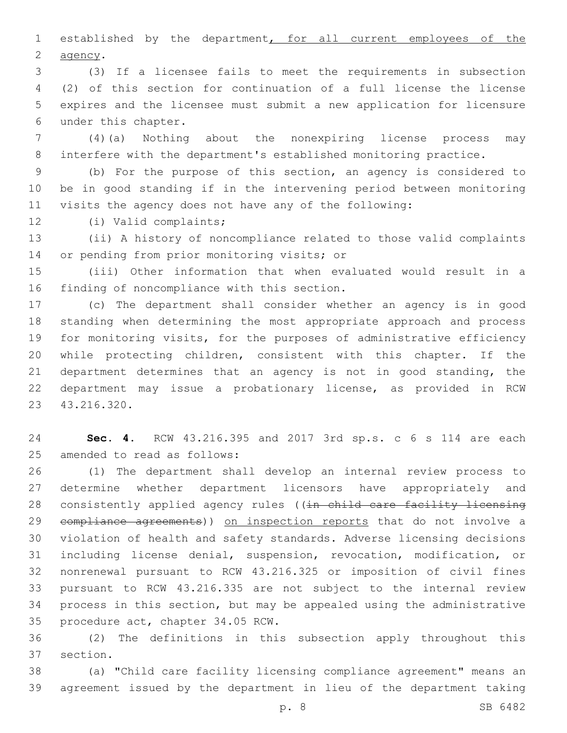established by the department, for all current employees of the agency.

(3) If a licensee fails to meet the requirements in subsection (2) of this section for continuation of a full license the license expires and the licensee must submit a new application for licensure under this chapter.

(4)(a) Nothing about the nonexpiring license process may interfere with the department's established monitoring practice.

(b) For the purpose of this section, an agency is considered to be in good standing if in the intervening period between monitoring visits the agency does not have any of the following:

(i) Valid complaints;

(ii) A history of noncompliance related to those valid complaints or pending from prior monitoring visits; or

(iii) Other information that when evaluated would result in a finding of noncompliance with this section.

(c) The department shall consider whether an agency is in good standing when determining the most appropriate approach and process for monitoring visits, for the purposes of administrative efficiency while protecting children, consistent with this chapter. If the department determines that an agency is not in good standing, the department may issue a probationary license, as provided in RCW 43.216.320.

**Sec. 4.** RCW 43.216.395 and 2017 3rd sp.s. c 6 s 114 are each amended to read as follows:

(1) The department shall develop an internal review process to determine whether department licensors have appropriately and consistently applied agency rules ((~~in child care facility licensing compliance agreements~~)) on inspection reports that do not involve a violation of health and safety standards. Adverse licensing decisions including license denial, suspension, revocation, modification, or nonrenewal pursuant to RCW 43.216.325 or imposition of civil fines pursuant to RCW 43.216.335 are not subject to the internal review process in this section, but may be appealed using the administrative procedure act, chapter 34.05 RCW.

(2) The definitions in this subsection apply throughout this section.

(a) "Child care facility licensing compliance agreement" means an agreement issued by the department in lieu of the department taking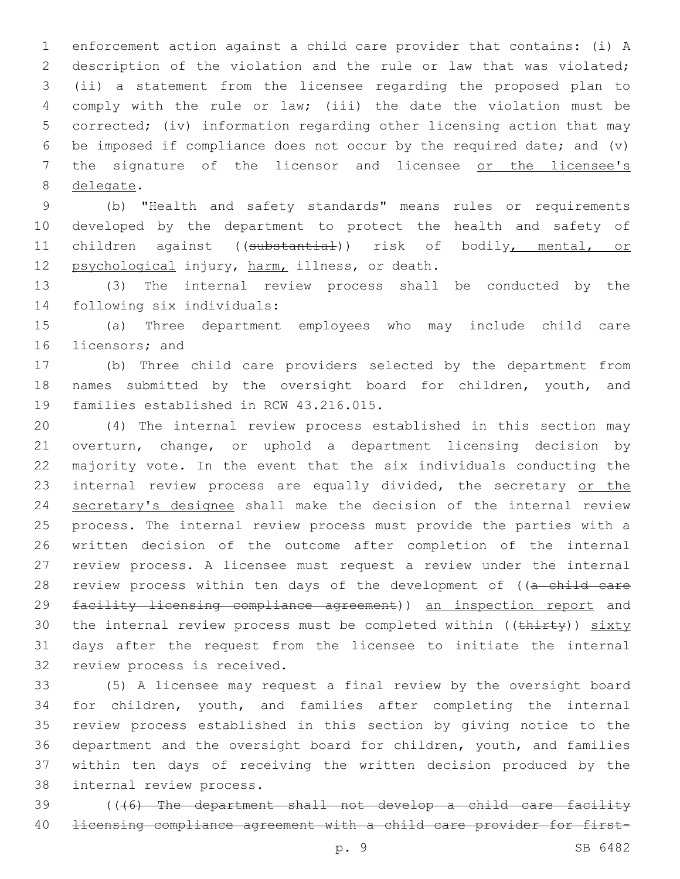enforcement action against a child care provider that contains: (i) A description of the violation and the rule or law that was violated; (ii) a statement from the licensee regarding the proposed plan to comply with the rule or law; (iii) the date the violation must be corrected; (iv) information regarding other licensing action that may be imposed if compliance does not occur by the required date; and (v) the signature of the licensor and licensee or the licensee's delegate.

(b) "Health and safety standards" means rules or requirements developed by the department to protect the health and safety of children against ((~~substantial~~)) risk of bodily, mental, or psychological injury, harm, illness, or death.

(3) The internal review process shall be conducted by the following six individuals:

(a) Three department employees who may include child care licensors; and

(b) Three child care providers selected by the department from names submitted by the oversight board for children, youth, and families established in RCW 43.216.015.

(4) The internal review process established in this section may overturn, change, or uphold a department licensing decision by majority vote. In the event that the six individuals conducting the internal review process are equally divided, the secretary or the secretary's designee shall make the decision of the internal review process. The internal review process must provide the parties with a written decision of the outcome after completion of the internal review process. A licensee must request a review under the internal review process within ten days of the development of ((~~a child care facility licensing compliance agreement~~)) an inspection report and the internal review process must be completed within ((~~thirty~~)) sixty days after the request from the licensee to initiate the internal review process is received.

(5) A licensee may request a final review by the oversight board for children, youth, and families after completing the internal review process established in this section by giving notice to the department and the oversight board for children, youth, and families within ten days of receiving the written decision produced by the internal review process.

((~~(6) The department shall not develop a child care facility licensing compliance agreement with a child care provider for first-~~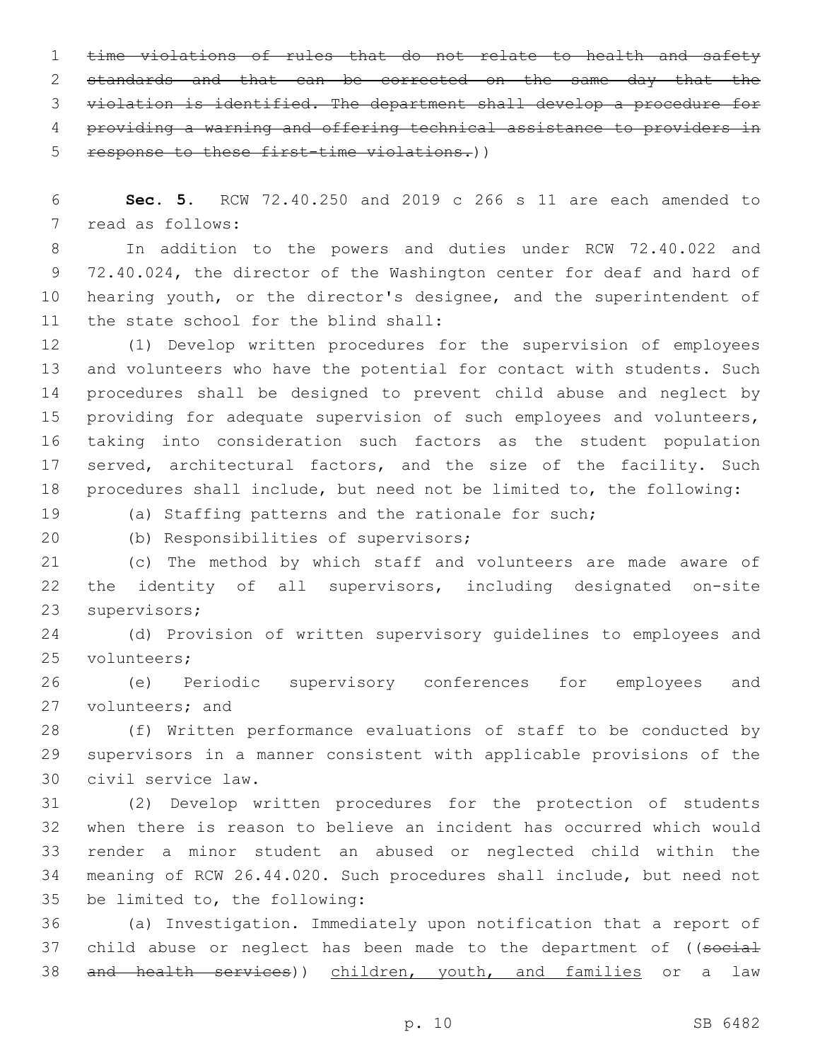~~time violations of rules that do not relate to health and safety standards and that can be corrected on the same day that the violation is identified. The department shall develop a procedure for providing a warning and offering technical assistance to providers in response to these first-time violations.~~))

**Sec. 5.** RCW 72.40.250 and 2019 c 266 s 11 are each amended to read as follows:

In addition to the powers and duties under RCW 72.40.022 and 72.40.024, the director of the Washington center for deaf and hard of hearing youth, or the director's designee, and the superintendent of the state school for the blind shall:

(1) Develop written procedures for the supervision of employees and volunteers who have the potential for contact with students. Such procedures shall be designed to prevent child abuse and neglect by providing for adequate supervision of such employees and volunteers, taking into consideration such factors as the student population served, architectural factors, and the size of the facility. Such procedures shall include, but need not be limited to, the following:

(a) Staffing patterns and the rationale for such;

(b) Responsibilities of supervisors;

(c) The method by which staff and volunteers are made aware of the identity of all supervisors, including designated on-site supervisors;

(d) Provision of written supervisory guidelines to employees and volunteers;

(e) Periodic supervisory conferences for employees and volunteers; and

(f) Written performance evaluations of staff to be conducted by supervisors in a manner consistent with applicable provisions of the civil service law.

(2) Develop written procedures for the protection of students when there is reason to believe an incident has occurred which would render a minor student an abused or neglected child within the meaning of RCW 26.44.020. Such procedures shall include, but need not be limited to, the following:

(a) Investigation. Immediately upon notification that a report of child abuse or neglect has been made to the department of ((~~social and health services~~)) <u>children, youth, and families</u> or a law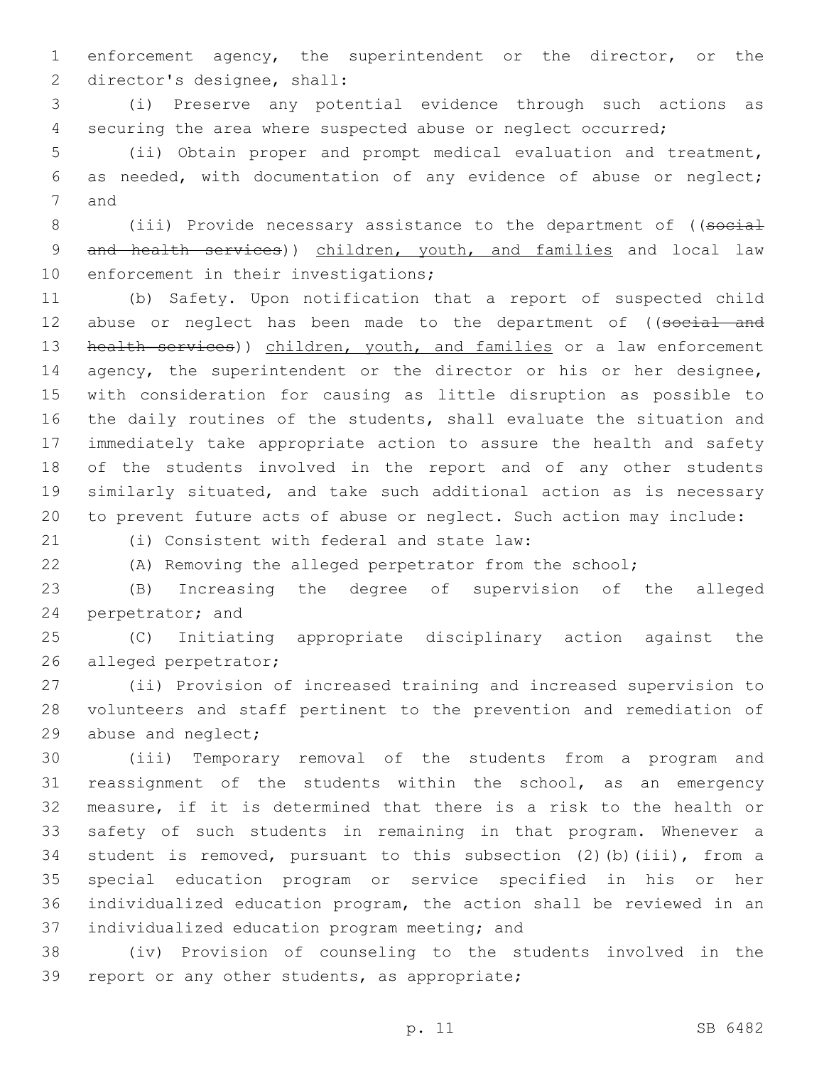enforcement agency, the superintendent or the director, or the director's designee, shall:

(i) Preserve any potential evidence through such actions as securing the area where suspected abuse or neglect occurred;

(ii) Obtain proper and prompt medical evaluation and treatment, as needed, with documentation of any evidence of abuse or neglect; and

(iii) Provide necessary assistance to the department of ((~~social and health services~~)) children, youth, and families and local law enforcement in their investigations;

(b) Safety. Upon notification that a report of suspected child abuse or neglect has been made to the department of ((~~social and health services~~)) children, youth, and families or a law enforcement agency, the superintendent or the director or his or her designee, with consideration for causing as little disruption as possible to the daily routines of the students, shall evaluate the situation and immediately take appropriate action to assure the health and safety of the students involved in the report and of any other students similarly situated, and take such additional action as is necessary to prevent future acts of abuse or neglect. Such action may include:

(i) Consistent with federal and state law:

(A) Removing the alleged perpetrator from the school;

(B) Increasing the degree of supervision of the alleged perpetrator; and

(C) Initiating appropriate disciplinary action against the alleged perpetrator;

(ii) Provision of increased training and increased supervision to volunteers and staff pertinent to the prevention and remediation of abuse and neglect;

(iii) Temporary removal of the students from a program and reassignment of the students within the school, as an emergency measure, if it is determined that there is a risk to the health or safety of such students in remaining in that program. Whenever a student is removed, pursuant to this subsection (2)(b)(iii), from a special education program or service specified in his or her individualized education program, the action shall be reviewed in an individualized education program meeting; and

(iv) Provision of counseling to the students involved in the report or any other students, as appropriate;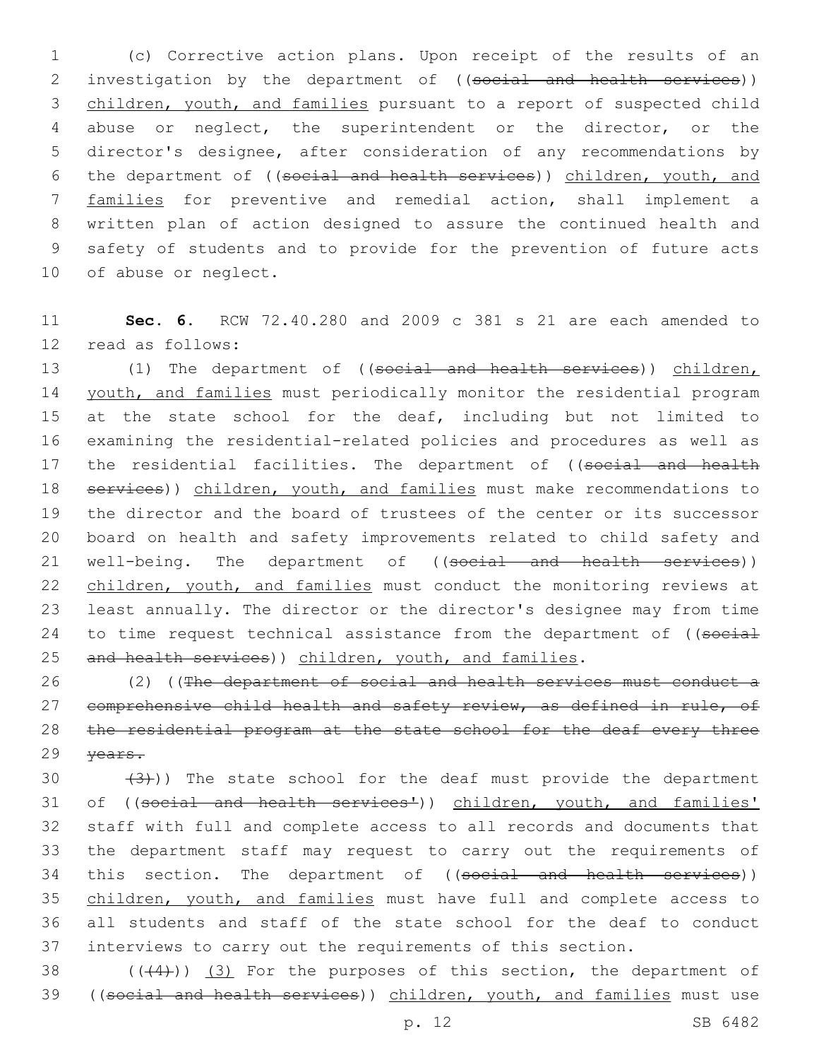(c) Corrective action plans. Upon receipt of the results of an investigation by the department of ((~~social and health services~~)) <u>children, youth, and families</u> pursuant to a report of suspected child abuse or neglect, the superintendent or the director, or the director's designee, after consideration of any recommendations by the department of ((~~social and health services~~)) <u>children, youth, and families</u> for preventive and remedial action, shall implement a written plan of action designed to assure the continued health and safety of students and to provide for the prevention of future acts of abuse or neglect.

**Sec. 6.** RCW 72.40.280 and 2009 c 381 s 21 are each amended to read as follows:

(1) The department of ((~~social and health services~~)) <u>children, youth, and families</u> must periodically monitor the residential program at the state school for the deaf, including but not limited to examining the residential-related policies and procedures as well as the residential facilities. The department of ((~~social and health services~~)) <u>children, youth, and families</u> must make recommendations to the director and the board of trustees of the center or its successor board on health and safety improvements related to child safety and well-being. The department of ((~~social and health services~~)) <u>children, youth, and families</u> must conduct the monitoring reviews at least annually. The director or the director's designee may from time to time request technical assistance from the department of ((~~social and health services~~)) <u>children, youth, and families</u>.

(2) ((~~The department of social and health services must conduct a comprehensive child health and safety review, as defined in rule, of the residential program at the state school for the deaf every three years.~~

~~(3)~~)) The state school for the deaf must provide the department of ((~~social and health services'~~)) <u>children, youth, and families'</u> staff with full and complete access to all records and documents that the department staff may request to carry out the requirements of this section. The department of ((~~social and health services~~)) <u>children, youth, and families</u> must have full and complete access to all students and staff of the state school for the deaf to conduct interviews to carry out the requirements of this section.

((~~(4)~~)) <u>(3)</u> For the purposes of this section, the department of ((~~social and health services~~)) <u>children, youth, and families</u> must use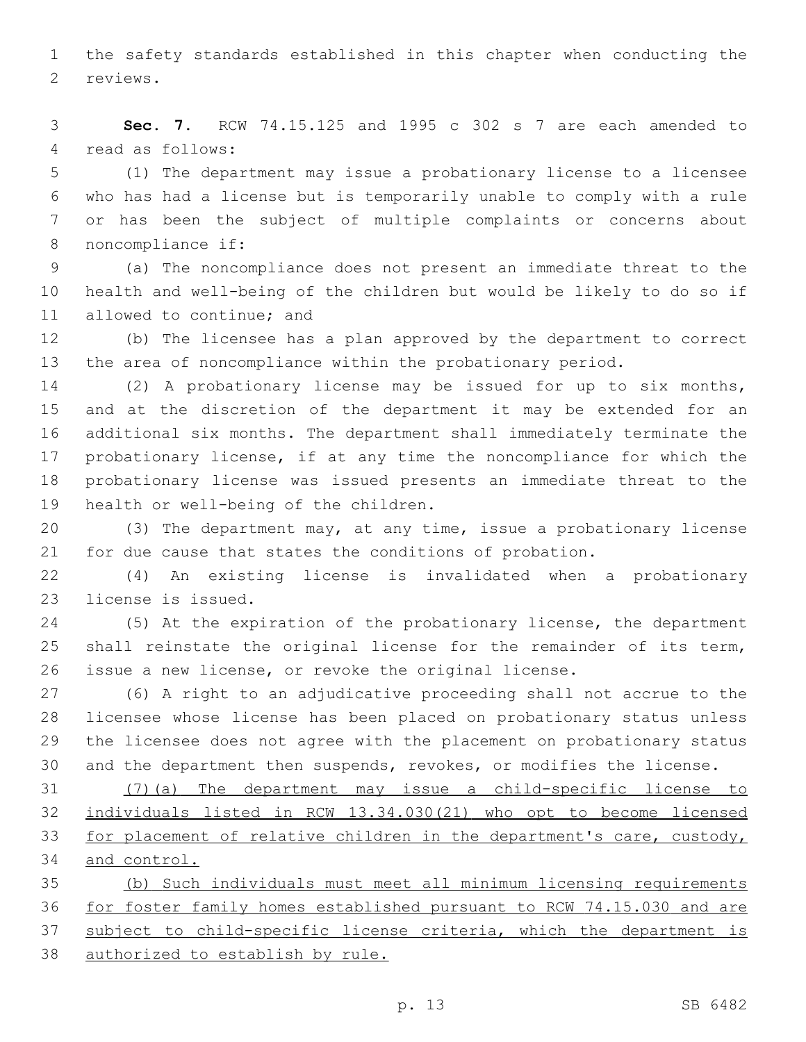the safety standards established in this chapter when conducting the reviews.

**Sec. 7.** RCW 74.15.125 and 1995 c 302 s 7 are each amended to read as follows:

(1) The department may issue a probationary license to a licensee who has had a license but is temporarily unable to comply with a rule or has been the subject of multiple complaints or concerns about noncompliance if:

(a) The noncompliance does not present an immediate threat to the health and well-being of the children but would be likely to do so if allowed to continue; and

(b) The licensee has a plan approved by the department to correct the area of noncompliance within the probationary period.

(2) A probationary license may be issued for up to six months, and at the discretion of the department it may be extended for an additional six months. The department shall immediately terminate the probationary license, if at any time the noncompliance for which the probationary license was issued presents an immediate threat to the health or well-being of the children.

(3) The department may, at any time, issue a probationary license for due cause that states the conditions of probation.

(4) An existing license is invalidated when a probationary license is issued.

(5) At the expiration of the probationary license, the department shall reinstate the original license for the remainder of its term, issue a new license, or revoke the original license.

(6) A right to an adjudicative proceeding shall not accrue to the licensee whose license has been placed on probationary status unless the licensee does not agree with the placement on probationary status and the department then suspends, revokes, or modifies the license.

<u>(7)(a) The department may issue a child-specific license to individuals listed in RCW 13.34.030(21) who opt to become licensed for placement of relative children in the department's care, custody, and control.</u>

<u>(b) Such individuals must meet all minimum licensing requirements for foster family homes established pursuant to RCW 74.15.030 and are subject to child-specific license criteria, which the department is authorized to establish by rule.</u>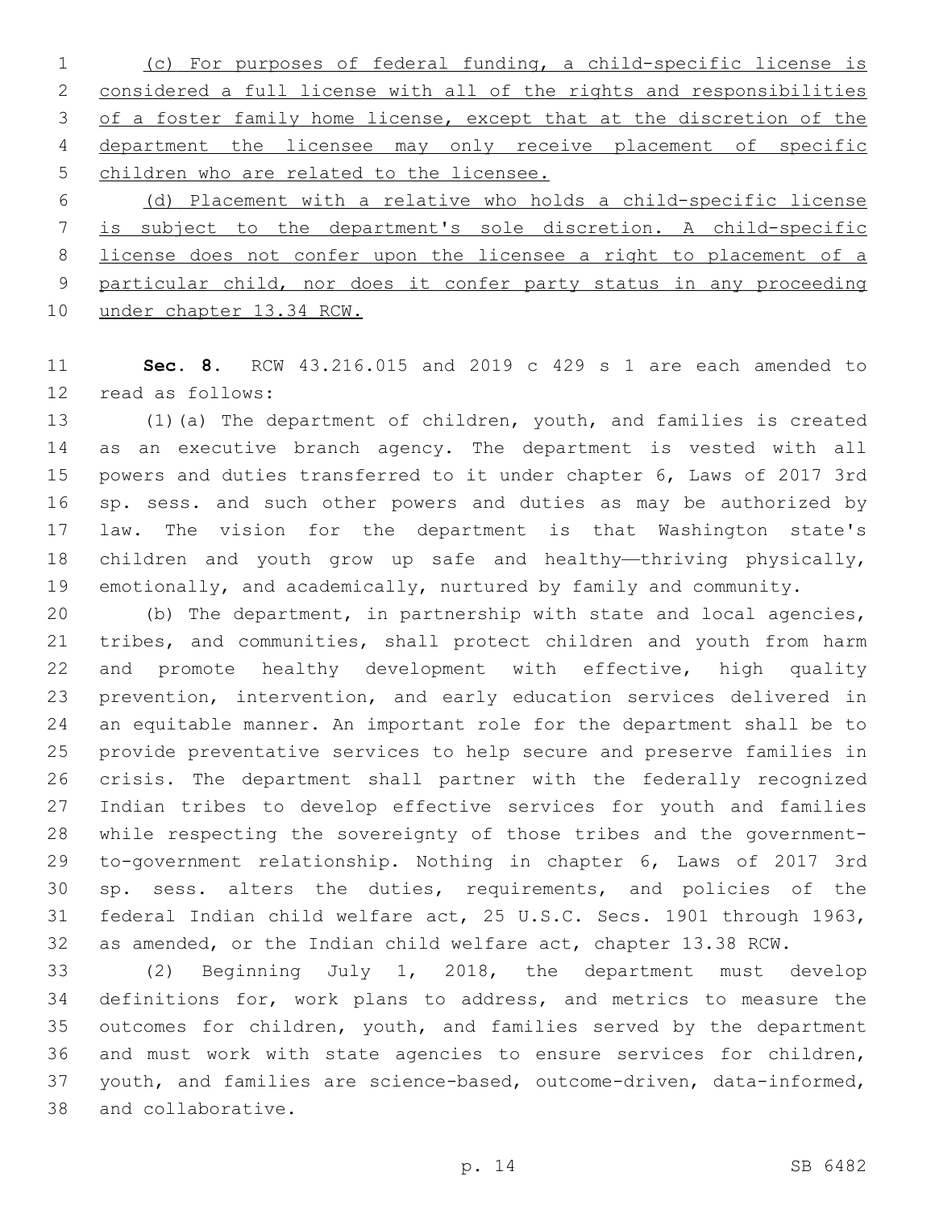(c) For purposes of federal funding, a child-specific license is considered a full license with all of the rights and responsibilities of a foster family home license, except that at the discretion of the department the licensee may only receive placement of specific children who are related to the licensee.

(d) Placement with a relative who holds a child-specific license is subject to the department's sole discretion. A child-specific license does not confer upon the licensee a right to placement of a particular child, nor does it confer party status in any proceeding under chapter 13.34 RCW.

**Sec. 8.** RCW 43.216.015 and 2019 c 429 s 1 are each amended to read as follows:

(1)(a) The department of children, youth, and families is created as an executive branch agency. The department is vested with all powers and duties transferred to it under chapter 6, Laws of 2017 3rd sp. sess. and such other powers and duties as may be authorized by law. The vision for the department is that Washington state's children and youth grow up safe and healthy—thriving physically, emotionally, and academically, nurtured by family and community.

(b) The department, in partnership with state and local agencies, tribes, and communities, shall protect children and youth from harm and promote healthy development with effective, high quality prevention, intervention, and early education services delivered in an equitable manner. An important role for the department shall be to provide preventative services to help secure and preserve families in crisis. The department shall partner with the federally recognized Indian tribes to develop effective services for youth and families while respecting the sovereignty of those tribes and the government-to-government relationship. Nothing in chapter 6, Laws of 2017 3rd sp. sess. alters the duties, requirements, and policies of the federal Indian child welfare act, 25 U.S.C. Secs. 1901 through 1963, as amended, or the Indian child welfare act, chapter 13.38 RCW.

(2) Beginning July 1, 2018, the department must develop definitions for, work plans to address, and metrics to measure the outcomes for children, youth, and families served by the department and must work with state agencies to ensure services for children, youth, and families are science-based, outcome-driven, data-informed, and collaborative.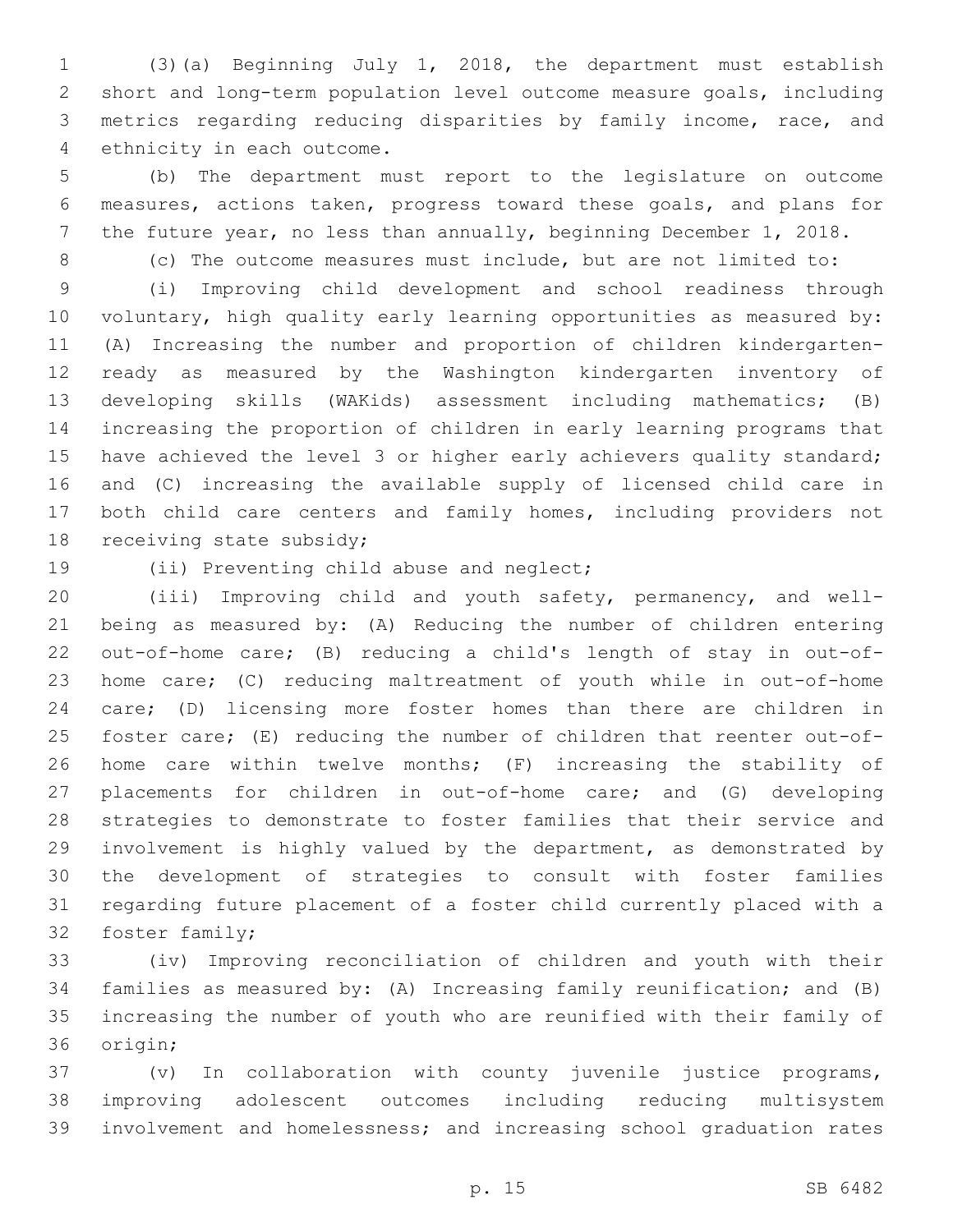(3)(a) Beginning July 1, 2018, the department must establish short and long-term population level outcome measure goals, including metrics regarding reducing disparities by family income, race, and ethnicity in each outcome.

(b) The department must report to the legislature on outcome measures, actions taken, progress toward these goals, and plans for the future year, no less than annually, beginning December 1, 2018.

(c) The outcome measures must include, but are not limited to:

(i) Improving child development and school readiness through voluntary, high quality early learning opportunities as measured by: (A) Increasing the number and proportion of children kindergarten-ready as measured by the Washington kindergarten inventory of developing skills (WAKids) assessment including mathematics; (B) increasing the proportion of children in early learning programs that have achieved the level 3 or higher early achievers quality standard; and (C) increasing the available supply of licensed child care in both child care centers and family homes, including providers not receiving state subsidy;

(ii) Preventing child abuse and neglect;

(iii) Improving child and youth safety, permanency, and well-being as measured by: (A) Reducing the number of children entering out-of-home care; (B) reducing a child's length of stay in out-of-home care; (C) reducing maltreatment of youth while in out-of-home care; (D) licensing more foster homes than there are children in foster care; (E) reducing the number of children that reenter out-of-home care within twelve months; (F) increasing the stability of placements for children in out-of-home care; and (G) developing strategies to demonstrate to foster families that their service and involvement is highly valued by the department, as demonstrated by the development of strategies to consult with foster families regarding future placement of a foster child currently placed with a foster family;

(iv) Improving reconciliation of children and youth with their families as measured by: (A) Increasing family reunification; and (B) increasing the number of youth who are reunified with their family of origin;

(v) In collaboration with county juvenile justice programs, improving adolescent outcomes including reducing multisystem involvement and homelessness; and increasing school graduation rates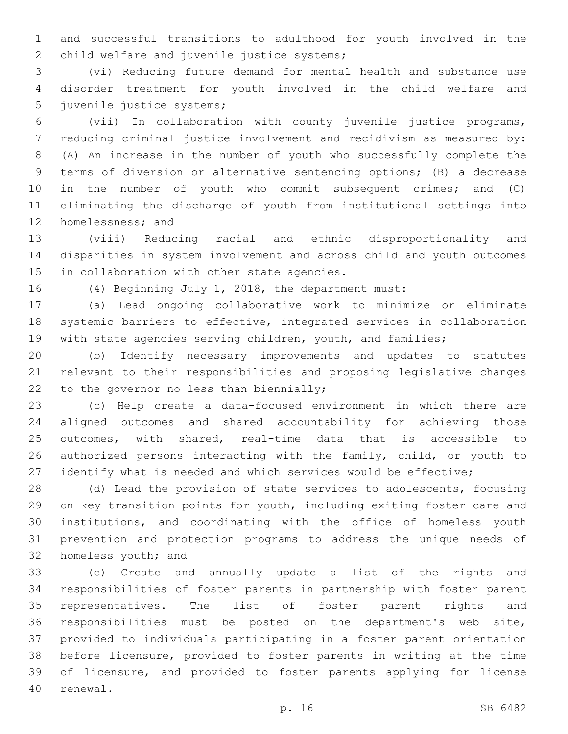and successful transitions to adulthood for youth involved in the child welfare and juvenile justice systems;

(vi) Reducing future demand for mental health and substance use disorder treatment for youth involved in the child welfare and juvenile justice systems;

(vii) In collaboration with county juvenile justice programs, reducing criminal justice involvement and recidivism as measured by: (A) An increase in the number of youth who successfully complete the terms of diversion or alternative sentencing options; (B) a decrease in the number of youth who commit subsequent crimes; and (C) eliminating the discharge of youth from institutional settings into homelessness; and

(viii) Reducing racial and ethnic disproportionality and disparities in system involvement and across child and youth outcomes in collaboration with other state agencies.

(4) Beginning July 1, 2018, the department must:

(a) Lead ongoing collaborative work to minimize or eliminate systemic barriers to effective, integrated services in collaboration with state agencies serving children, youth, and families;

(b) Identify necessary improvements and updates to statutes relevant to their responsibilities and proposing legislative changes to the governor no less than biennially;

(c) Help create a data-focused environment in which there are aligned outcomes and shared accountability for achieving those outcomes, with shared, real-time data that is accessible to authorized persons interacting with the family, child, or youth to identify what is needed and which services would be effective;

(d) Lead the provision of state services to adolescents, focusing on key transition points for youth, including exiting foster care and institutions, and coordinating with the office of homeless youth prevention and protection programs to address the unique needs of homeless youth; and

(e) Create and annually update a list of the rights and responsibilities of foster parents in partnership with foster parent representatives. The list of foster parent rights and responsibilities must be posted on the department's web site, provided to individuals participating in a foster parent orientation before licensure, provided to foster parents in writing at the time of licensure, and provided to foster parents applying for license renewal.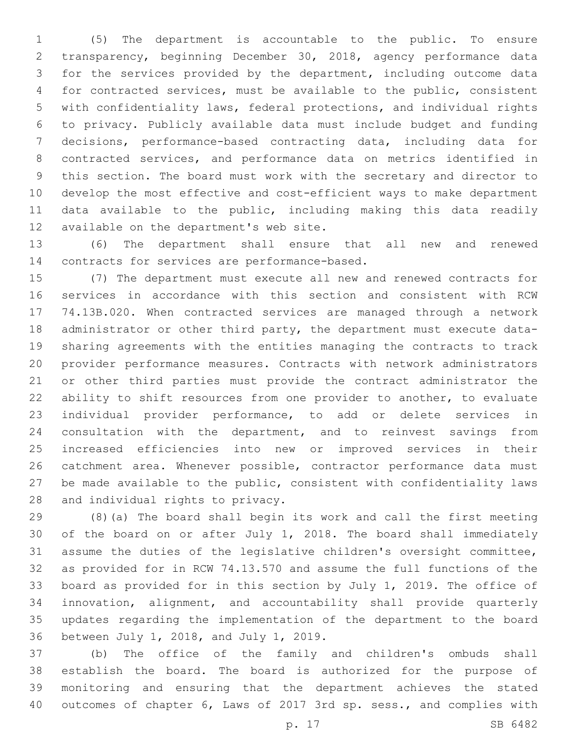(5) The department is accountable to the public. To ensure transparency, beginning December 30, 2018, agency performance data for the services provided by the department, including outcome data for contracted services, must be available to the public, consistent with confidentiality laws, federal protections, and individual rights to privacy. Publicly available data must include budget and funding decisions, performance-based contracting data, including data for contracted services, and performance data on metrics identified in this section. The board must work with the secretary and director to develop the most effective and cost-efficient ways to make department data available to the public, including making this data readily available on the department's web site.

(6) The department shall ensure that all new and renewed contracts for services are performance-based.

(7) The department must execute all new and renewed contracts for services in accordance with this section and consistent with RCW 74.13B.020. When contracted services are managed through a network administrator or other third party, the department must execute data-sharing agreements with the entities managing the contracts to track provider performance measures. Contracts with network administrators or other third parties must provide the contract administrator the ability to shift resources from one provider to another, to evaluate individual provider performance, to add or delete services in consultation with the department, and to reinvest savings from increased efficiencies into new or improved services in their catchment area. Whenever possible, contractor performance data must be made available to the public, consistent with confidentiality laws and individual rights to privacy.

(8)(a) The board shall begin its work and call the first meeting of the board on or after July 1, 2018. The board shall immediately assume the duties of the legislative children's oversight committee, as provided for in RCW 74.13.570 and assume the full functions of the board as provided for in this section by July 1, 2019. The office of innovation, alignment, and accountability shall provide quarterly updates regarding the implementation of the department to the board between July 1, 2018, and July 1, 2019.

(b) The office of the family and children's ombuds shall establish the board. The board is authorized for the purpose of monitoring and ensuring that the department achieves the stated outcomes of chapter 6, Laws of 2017 3rd sp. sess., and complies with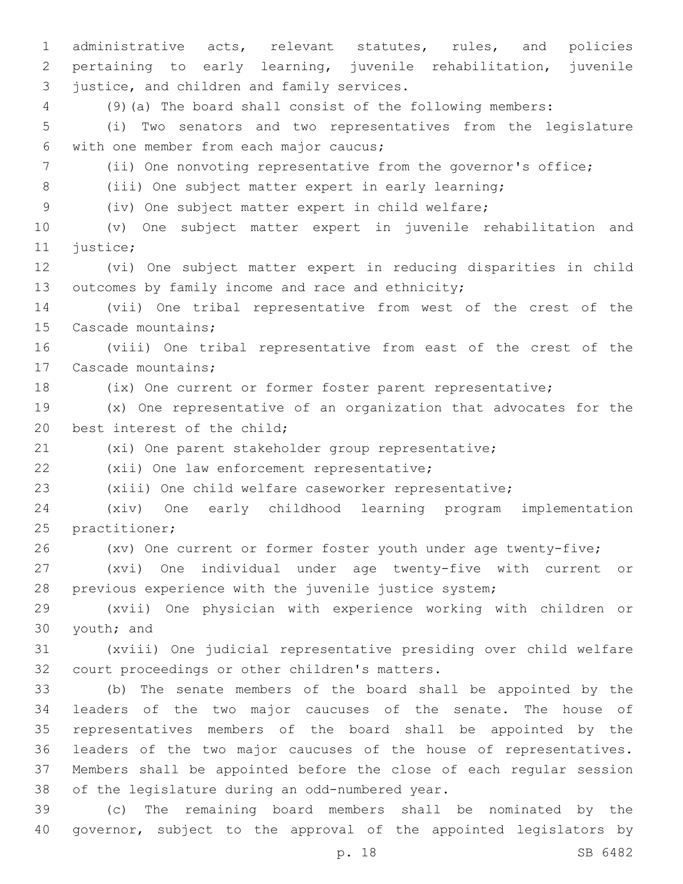administrative acts, relevant statutes, rules, and policies pertaining to early learning, juvenile rehabilitation, juvenile justice, and children and family services.

(9)(a) The board shall consist of the following members:

(i) Two senators and two representatives from the legislature with one member from each major caucus;

(ii) One nonvoting representative from the governor's office;

(iii) One subject matter expert in early learning;

(iv) One subject matter expert in child welfare;

(v) One subject matter expert in juvenile rehabilitation and justice;

(vi) One subject matter expert in reducing disparities in child outcomes by family income and race and ethnicity;

(vii) One tribal representative from west of the crest of the Cascade mountains;

(viii) One tribal representative from east of the crest of the Cascade mountains;

(ix) One current or former foster parent representative;

(x) One representative of an organization that advocates for the best interest of the child;

(xi) One parent stakeholder group representative;

(xii) One law enforcement representative;

(xiii) One child welfare caseworker representative;

(xiv) One early childhood learning program implementation practitioner;

(xv) One current or former foster youth under age twenty-five;

(xvi) One individual under age twenty-five with current or previous experience with the juvenile justice system;

(xvii) One physician with experience working with children or youth; and

(xviii) One judicial representative presiding over child welfare court proceedings or other children's matters.

(b) The senate members of the board shall be appointed by the leaders of the two major caucuses of the senate. The house of representatives members of the board shall be appointed by the leaders of the two major caucuses of the house of representatives. Members shall be appointed before the close of each regular session of the legislature during an odd-numbered year.

(c) The remaining board members shall be nominated by the governor, subject to the approval of the appointed legislators by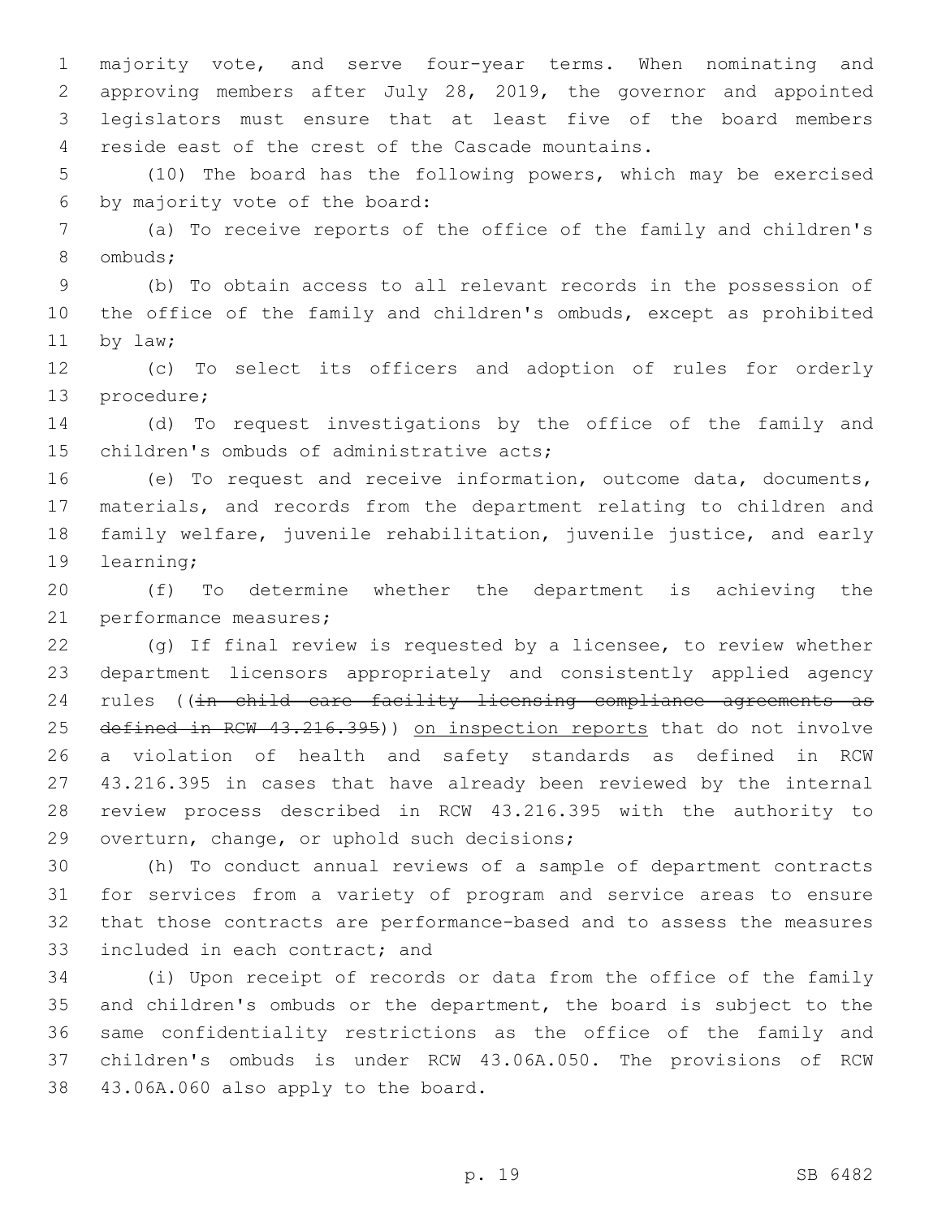majority vote, and serve four-year terms. When nominating and approving members after July 28, 2019, the governor and appointed legislators must ensure that at least five of the board members reside east of the crest of the Cascade mountains.

(10) The board has the following powers, which may be exercised by majority vote of the board:

(a) To receive reports of the office of the family and children's ombuds;

(b) To obtain access to all relevant records in the possession of the office of the family and children's ombuds, except as prohibited by law;

(c) To select its officers and adoption of rules for orderly procedure;

(d) To request investigations by the office of the family and children's ombuds of administrative acts;

(e) To request and receive information, outcome data, documents, materials, and records from the department relating to children and family welfare, juvenile rehabilitation, juvenile justice, and early learning;

(f) To determine whether the department is achieving the performance measures;

(g) If final review is requested by a licensee, to review whether department licensors appropriately and consistently applied agency rules ((~~in child care facility licensing compliance agreements as defined in RCW 43.216.395~~)) <u>on inspection reports</u> that do not involve a violation of health and safety standards as defined in RCW 43.216.395 in cases that have already been reviewed by the internal review process described in RCW 43.216.395 with the authority to overturn, change, or uphold such decisions;

(h) To conduct annual reviews of a sample of department contracts for services from a variety of program and service areas to ensure that those contracts are performance-based and to assess the measures included in each contract; and

(i) Upon receipt of records or data from the office of the family and children's ombuds or the department, the board is subject to the same confidentiality restrictions as the office of the family and children's ombuds is under RCW 43.06A.050. The provisions of RCW 43.06A.060 also apply to the board.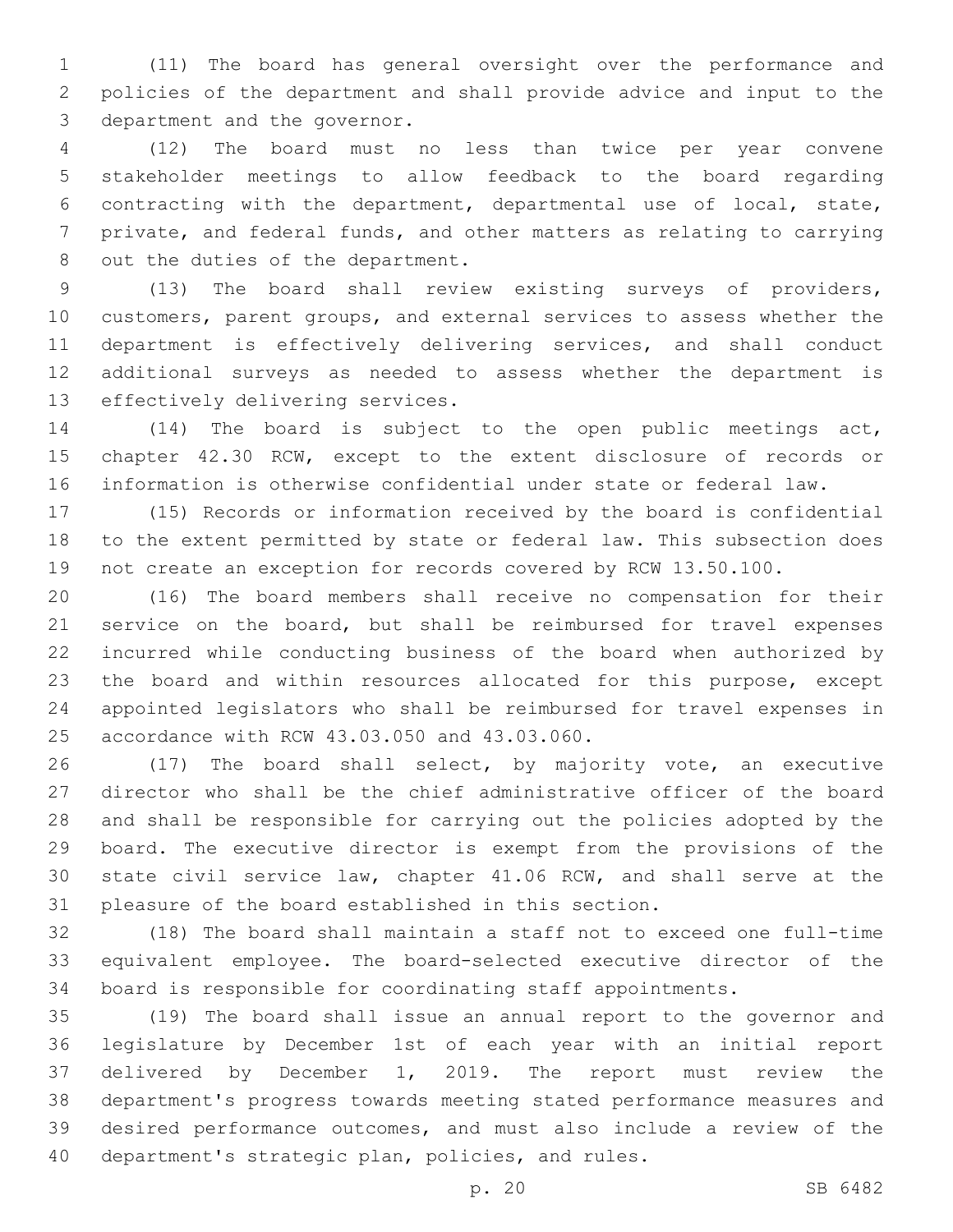(11) The board has general oversight over the performance and policies of the department and shall provide advice and input to the department and the governor.

(12) The board must no less than twice per year convene stakeholder meetings to allow feedback to the board regarding contracting with the department, departmental use of local, state, private, and federal funds, and other matters as relating to carrying out the duties of the department.

(13) The board shall review existing surveys of providers, customers, parent groups, and external services to assess whether the department is effectively delivering services, and shall conduct additional surveys as needed to assess whether the department is effectively delivering services.

(14) The board is subject to the open public meetings act, chapter 42.30 RCW, except to the extent disclosure of records or information is otherwise confidential under state or federal law.

(15) Records or information received by the board is confidential to the extent permitted by state or federal law. This subsection does not create an exception for records covered by RCW 13.50.100.

(16) The board members shall receive no compensation for their service on the board, but shall be reimbursed for travel expenses incurred while conducting business of the board when authorized by the board and within resources allocated for this purpose, except appointed legislators who shall be reimbursed for travel expenses in accordance with RCW 43.03.050 and 43.03.060.

(17) The board shall select, by majority vote, an executive director who shall be the chief administrative officer of the board and shall be responsible for carrying out the policies adopted by the board. The executive director is exempt from the provisions of the state civil service law, chapter 41.06 RCW, and shall serve at the pleasure of the board established in this section.

(18) The board shall maintain a staff not to exceed one full-time equivalent employee. The board-selected executive director of the board is responsible for coordinating staff appointments.

(19) The board shall issue an annual report to the governor and legislature by December 1st of each year with an initial report delivered by December 1, 2019. The report must review the department's progress towards meeting stated performance measures and desired performance outcomes, and must also include a review of the department's strategic plan, policies, and rules.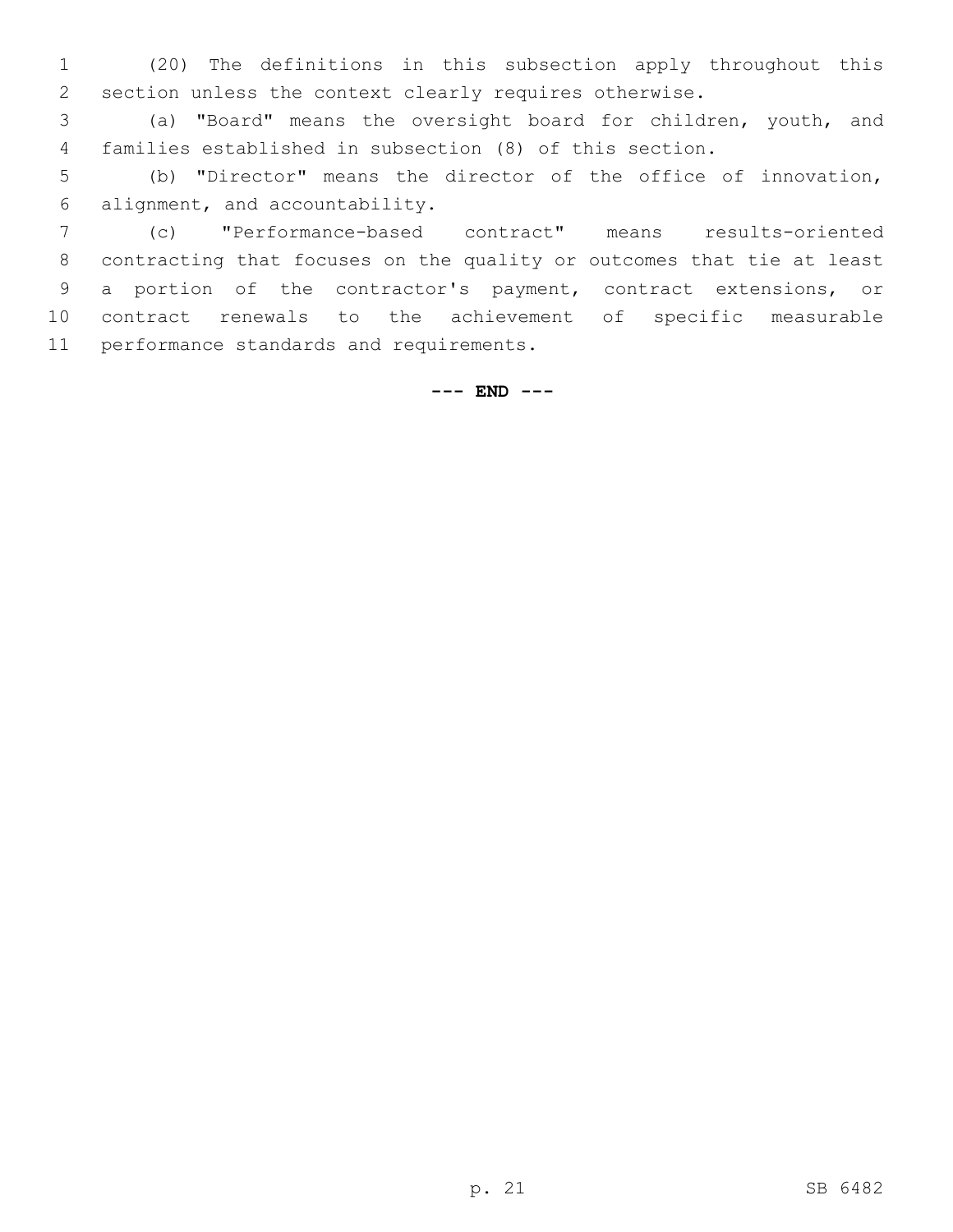(20) The definitions in this subsection apply throughout this section unless the context clearly requires otherwise.

(a) "Board" means the oversight board for children, youth, and families established in subsection (8) of this section.

(b) "Director" means the director of the office of innovation, alignment, and accountability.

(c) "Performance-based contract" means results-oriented contracting that focuses on the quality or outcomes that tie at least a portion of the contractor's payment, contract extensions, or contract renewals to the achievement of specific measurable performance standards and requirements.

**--- END ---**